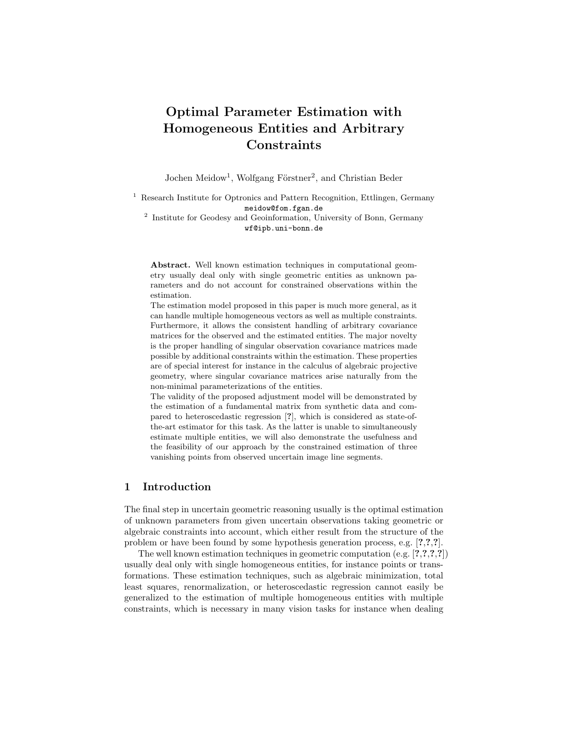# Optimal Parameter Estimation with Homogeneous Entities and Arbitrary Constraints

Jochen Meidow[1], Wolfgang Förstner[2], and Christian Beder

[1] Research Institute for Optronics and Pattern Recognition, Ettlingen, Germany
meidow@fom.fgan.de

[2] Institute for Geodesy and Geoinformation, University of Bonn, Germany
wf@ipb.uni-bonn.de

**Abstract.** Well known estimation techniques in computational geometry usually deal only with single geometric entities as unknown parameters and do not account for constrained observations within the estimation.

The estimation model proposed in this paper is much more general, as it can handle multiple homogeneous vectors as well as multiple constraints. Furthermore, it allows the consistent handling of arbitrary covariance matrices for the observed and the estimated entities. The major novelty is the proper handling of singular observation covariance matrices made possible by additional constraints within the estimation. These properties are of special interest for instance in the calculus of algebraic projective geometry, where singular covariance matrices arise naturally from the non-minimal parameterizations of the entities.

The validity of the proposed adjustment model will be demonstrated by the estimation of a fundamental matrix from synthetic data and compared to heteroscedastic regression [?], which is considered as state-of-the-art estimator for this task. As the latter is unable to simultaneously estimate multiple entities, we will also demonstrate the usefulness and the feasibility of our approach by the constrained estimation of three vanishing points from observed uncertain image line segments.

## 1 Introduction

The final step in uncertain geometric reasoning usually is the optimal estimation of unknown parameters from given uncertain observations taking geometric or algebraic constraints into account, which either result from the structure of the problem or have been found by some hypothesis generation process, e.g. [?,?,?].

The well known estimation techniques in geometric computation (e.g. [?,?,?,?]) usually deal only with single homogeneous entities, for instance points or transformations. These estimation techniques, such as algebraic minimization, total least squares, renormalization, or heteroscedastic regression cannot easily be generalized to the estimation of multiple homogeneous entities with multiple constraints, which is necessary in many vision tasks for instance when dealing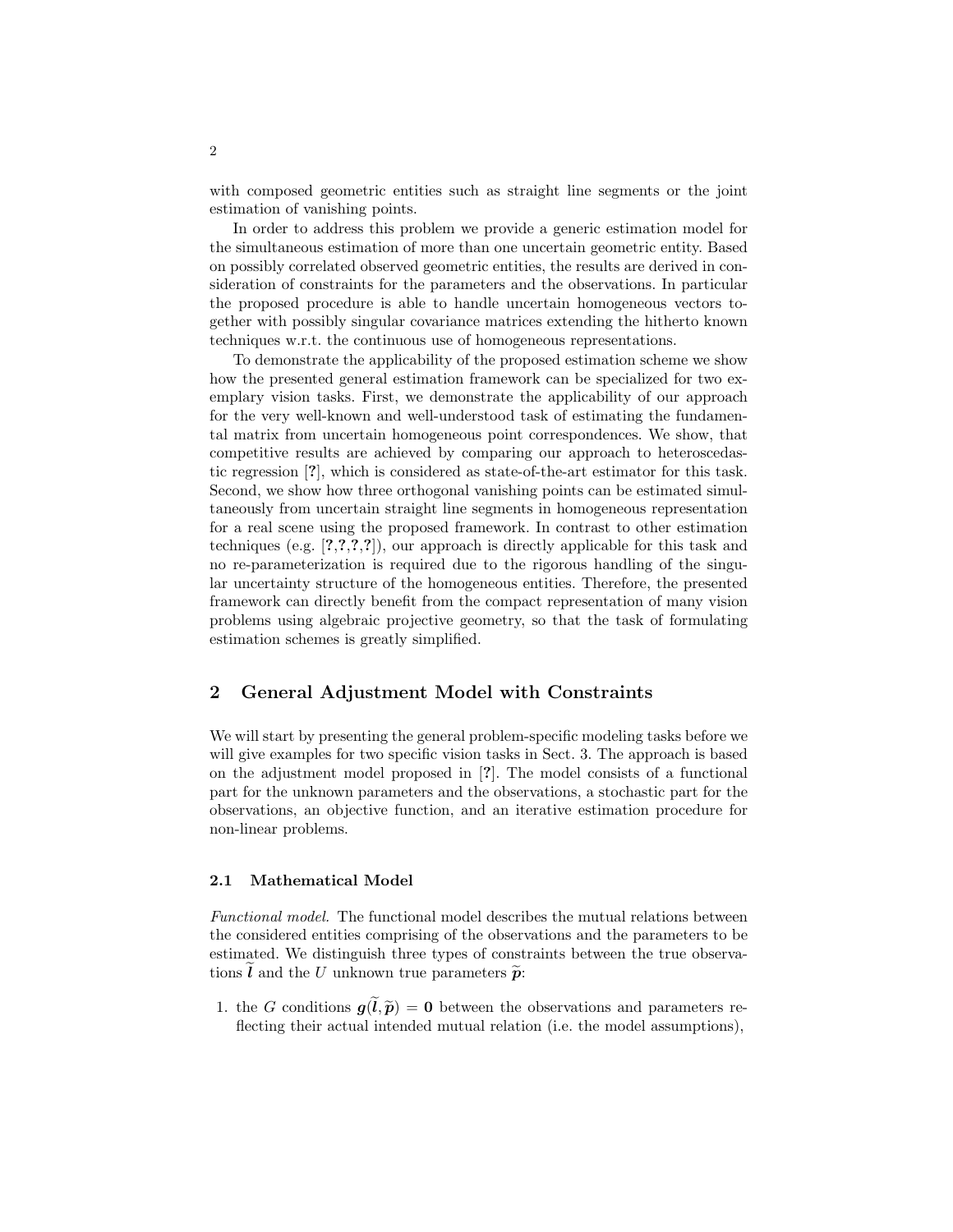with composed geometric entities such as straight line segments or the joint estimation of vanishing points.

In order to address this problem we provide a generic estimation model for the simultaneous estimation of more than one uncertain geometric entity. Based on possibly correlated observed geometric entities, the results are derived in consideration of constraints for the parameters and the observations. In particular the proposed procedure is able to handle uncertain homogeneous vectors together with possibly singular covariance matrices extending the hitherto known techniques w.r.t. the continuous use of homogeneous representations.

To demonstrate the applicability of the proposed estimation scheme we show how the presented general estimation framework can be specialized for two exemplary vision tasks. First, we demonstrate the applicability of our approach for the very well-known and well-understood task of estimating the fundamental matrix from uncertain homogeneous point correspondences. We show, that competitive results are achieved by comparing our approach to heteroscedastic regression [?], which is considered as state-of-the-art estimator for this task. Second, we show how three orthogonal vanishing points can be estimated simultaneously from uncertain straight line segments in homogeneous representation for a real scene using the proposed framework. In contrast to other estimation techniques (e.g. [?,?,?,?]), our approach is directly applicable for this task and no re-parameterization is required due to the rigorous handling of the singular uncertainty structure of the homogeneous entities. Therefore, the presented framework can directly benefit from the compact representation of many vision problems using algebraic projective geometry, so that the task of formulating estimation schemes is greatly simplified.

## 2 General Adjustment Model with Constraints

We will start by presenting the general problem-specific modeling tasks before we will give examples for two specific vision tasks in Sect. 3. The approach is based on the adjustment model proposed in [?]. The model consists of a functional part for the unknown parameters and the observations, a stochastic part for the observations, an objective function, and an iterative estimation procedure for non-linear problems.

### 2.1 Mathematical Model

*Functional model.* The functional model describes the mutual relations between the considered entities comprising of the observations and the parameters to be estimated. We distinguish three types of constraints between the true observations $\widetilde{\boldsymbol{l}}$ and the $U$ unknown true parameters $\widetilde{\boldsymbol{p}}$:

1. the $G$ conditions $\boldsymbol{g}(\widetilde{\boldsymbol{l}}, \widetilde{\boldsymbol{p}}) = \mathbf{0}$ between the observations and parameters reflecting their actual intended mutual relation (i.e. the model assumptions),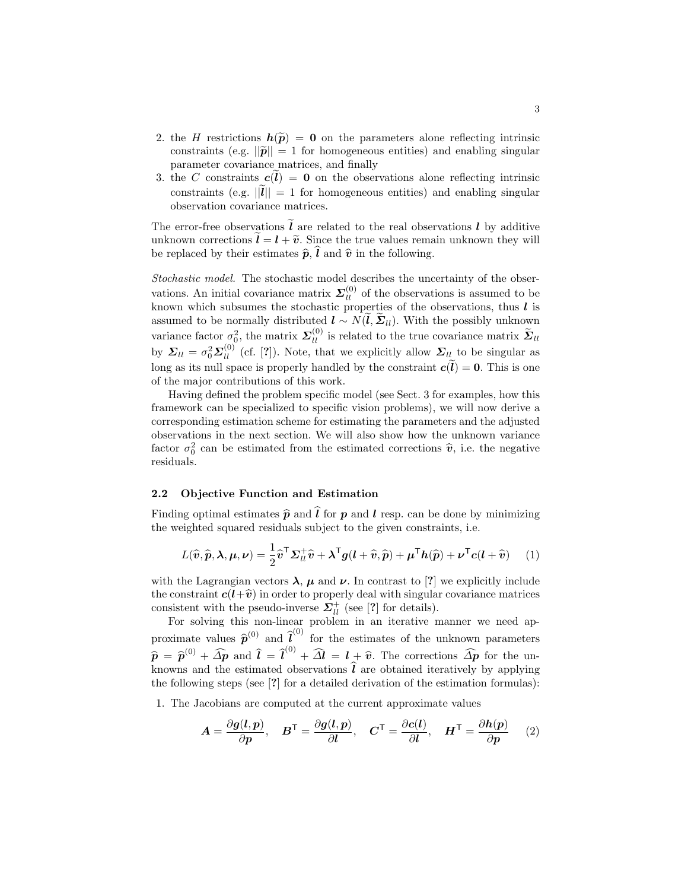2. the $H$ restrictions $\boldsymbol{h}(\widetilde{\boldsymbol{p}}) = \boldsymbol{0}$ on the parameters alone reflecting intrinsic constraints (e.g. $||\widetilde{\boldsymbol{p}}|| = 1$ for homogeneous entities) and enabling singular parameter covariance matrices, and finally
3. the $C$ constraints $\boldsymbol{c}(\widetilde{\boldsymbol{l}}) = \boldsymbol{0}$ on the observations alone reflecting intrinsic constraints (e.g. $||\widetilde{\boldsymbol{l}}|| = 1$ for homogeneous entities) and enabling singular observation covariance matrices.

The error-free observations $\widetilde{\boldsymbol{l}}$ are related to the real observations $\boldsymbol{l}$ by additive unknown corrections $\widetilde{\boldsymbol{l}} = \boldsymbol{l} + \widetilde{\boldsymbol{v}}$. Since the true values remain unknown they will be replaced by their estimates $\widehat{\boldsymbol{p}}$, $\widehat{\boldsymbol{l}}$ and $\widehat{\boldsymbol{v}}$ in the following.

*Stochastic model.* The stochastic model describes the uncertainty of the observations. An initial covariance matrix $\boldsymbol{\Sigma}_{ll}^{(0)}$ of the observations is assumed to be known which subsumes the stochastic properties of the observations, thus $\boldsymbol{l}$ is assumed to be normally distributed $\boldsymbol{l} \sim N(\widetilde{\boldsymbol{l}}, \widetilde{\boldsymbol{\Sigma}}_{ll})$. With the possibly unknown variance factor $\sigma_0^2$, the matrix $\boldsymbol{\Sigma}_{ll}^{(0)}$ is related to the true covariance matrix $\widetilde{\boldsymbol{\Sigma}}_{ll}$ by $\boldsymbol{\Sigma}_{ll} = \sigma_0^2 \boldsymbol{\Sigma}_{ll}^{(0)}$ (cf. [?]). Note, that we explicitly allow $\boldsymbol{\Sigma}_{ll}$ to be singular as long as its null space is properly handled by the constraint $\boldsymbol{c}(\widetilde{\boldsymbol{l}}) = \boldsymbol{0}$. This is one of the major contributions of this work.

Having defined the problem specific model (see Sect. 3 for examples, how this framework can be specialized to specific vision problems), we will now derive a corresponding estimation scheme for estimating the parameters and the adjusted observations in the next section. We will also show how the unknown variance factor $\sigma_0^2$ can be estimated from the estimated corrections $\widehat{\boldsymbol{v}}$, i.e. the negative residuals.

### 2.2 Objective Function and Estimation

Finding optimal estimates $\widehat{\boldsymbol{p}}$ and $\widehat{\boldsymbol{l}}$ for $\boldsymbol{p}$ and $\boldsymbol{l}$ resp. can be done by minimizing the weighted squared residuals subject to the given constraints, i.e.

$$L(\widehat{\boldsymbol{v}}, \widehat{\boldsymbol{p}}, \boldsymbol{\lambda}, \boldsymbol{\mu}, \boldsymbol{\nu}) = \frac{1}{2} \widehat{\boldsymbol{v}}^{\mathsf{T}} \boldsymbol{\Sigma}_{ll}^{+} \widehat{\boldsymbol{v}} + \boldsymbol{\lambda}^{\mathsf{T}} \boldsymbol{g}(\boldsymbol{l} + \widehat{\boldsymbol{v}}, \widehat{\boldsymbol{p}}) + \boldsymbol{\mu}^{\mathsf{T}} \boldsymbol{h}(\widehat{\boldsymbol{p}}) + \boldsymbol{\nu}^{\mathsf{T}} \boldsymbol{c}(\boldsymbol{l} + \widehat{\boldsymbol{v}}) \tag{1}$$

with the Lagrangian vectors $\boldsymbol{\lambda}$, $\boldsymbol{\mu}$ and $\boldsymbol{\nu}$. In contrast to [?] we explicitly include the constraint $\boldsymbol{c}(\boldsymbol{l}+\widehat{\boldsymbol{v}})$ in order to properly deal with singular covariance matrices consistent with the pseudo-inverse $\boldsymbol{\Sigma}_{ll}^{+}$ (see [?] for details).

For solving this non-linear problem in an iterative manner we need approximate values $\widehat{\boldsymbol{p}}^{(0)}$ and $\widehat{\boldsymbol{l}}^{(0)}$ for the estimates of the unknown parameters $\widehat{\boldsymbol{p}} = \widehat{\boldsymbol{p}}^{(0)} + \widehat{\Delta \boldsymbol{p}}$ and $\widehat{\boldsymbol{l}} = \widehat{\boldsymbol{l}}^{(0)} + \widehat{\Delta \boldsymbol{l}} = \boldsymbol{l} + \widehat{\boldsymbol{v}}$. The corrections $\widehat{\Delta \boldsymbol{p}}$ for the unknowns and the estimated observations $\widehat{\boldsymbol{l}}$ are obtained iteratively by applying the following steps (see [?] for a detailed derivation of the estimation formulas):

1. The Jacobians are computed at the current approximate values

$$\boldsymbol{A} = \frac{\partial \boldsymbol{g}(\boldsymbol{l}, \boldsymbol{p})}{\partial \boldsymbol{p}}, \quad \boldsymbol{B}^{\mathsf{T}} = \frac{\partial \boldsymbol{g}(\boldsymbol{l}, \boldsymbol{p})}{\partial \boldsymbol{l}}, \quad \boldsymbol{C}^{\mathsf{T}} = \frac{\partial \boldsymbol{c}(\boldsymbol{l})}{\partial \boldsymbol{l}}, \quad \boldsymbol{H}^{\mathsf{T}} = \frac{\partial \boldsymbol{h}(\boldsymbol{p})}{\partial \boldsymbol{p}} \tag{2}$$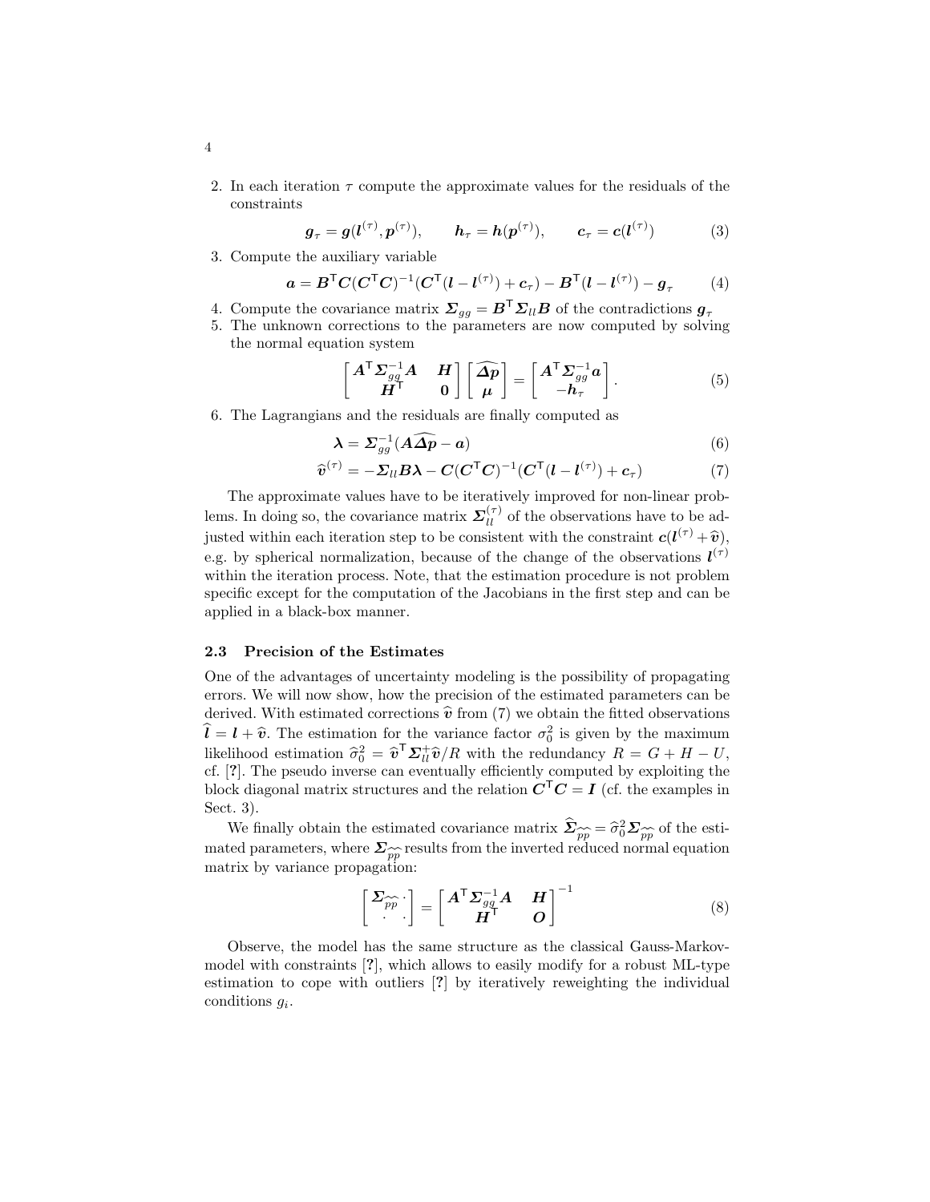2. In each iteration $\tau$ compute the approximate values for the residuals of the constraints

$$\boldsymbol{g}_\tau = \boldsymbol{g}(\boldsymbol{l}^{(\tau)}, \boldsymbol{p}^{(\tau)}), \qquad \boldsymbol{h}_\tau = \boldsymbol{h}(\boldsymbol{p}^{(\tau)}), \qquad \boldsymbol{c}_\tau = \boldsymbol{c}(\boldsymbol{l}^{(\tau)}) \tag{3}$$

3. Compute the auxiliary variable

$$\boldsymbol{a} = \boldsymbol{B}^\mathsf{T}\boldsymbol{C}(\boldsymbol{C}^\mathsf{T}\boldsymbol{C})^{-1}(\boldsymbol{C}^\mathsf{T}(\boldsymbol{l} - \boldsymbol{l}^{(\tau)}) + \boldsymbol{c}_\tau) - \boldsymbol{B}^\mathsf{T}(\boldsymbol{l} - \boldsymbol{l}^{(\tau)}) - \boldsymbol{g}_\tau \tag{4}$$

4. Compute the covariance matrix $\boldsymbol{\Sigma}_{gg} = \boldsymbol{B}^\mathsf{T}\boldsymbol{\Sigma}_{ll}\boldsymbol{B}$ of the contradictions $\boldsymbol{g}_\tau$
5. The unknown corrections to the parameters are now computed by solving the normal equation system

$$\begin{bmatrix} \boldsymbol{A}^\mathsf{T}\boldsymbol{\Sigma}_{gg}^{-1}\boldsymbol{A} & \boldsymbol{H} \\ \boldsymbol{H}^\mathsf{T} & \boldsymbol{0} \end{bmatrix} \begin{bmatrix} \widehat{\boldsymbol{\Delta p}} \\ \boldsymbol{\mu} \end{bmatrix} = \begin{bmatrix} \boldsymbol{A}^\mathsf{T}\boldsymbol{\Sigma}_{gg}^{-1}\boldsymbol{a} \\ -\boldsymbol{h}_\tau \end{bmatrix}. \tag{5}$$

6. The Lagrangians and the residuals are finally computed as

$$\boldsymbol{\lambda} = \boldsymbol{\Sigma}_{gg}^{-1}(\boldsymbol{A}\widehat{\boldsymbol{\Delta p}} - \boldsymbol{a}) \tag{6}$$

$$\widehat{\boldsymbol{v}}^{(\tau)} = -\boldsymbol{\Sigma}_{ll}\boldsymbol{B}\boldsymbol{\lambda} - \boldsymbol{C}(\boldsymbol{C}^\mathsf{T}\boldsymbol{C})^{-1}(\boldsymbol{C}^\mathsf{T}(\boldsymbol{l} - \boldsymbol{l}^{(\tau)}) + \boldsymbol{c}_\tau) \tag{7}$$

The approximate values have to be iteratively improved for non-linear problems. In doing so, the covariance matrix $\boldsymbol{\Sigma}_{ll}^{(\tau)}$ of the observations have to be adjusted within each iteration step to be consistent with the constraint $\boldsymbol{c}(\boldsymbol{l}^{(\tau)} + \widehat{\boldsymbol{v}})$, e.g. by spherical normalization, because of the change of the observations $\boldsymbol{l}^{(\tau)}$ within the iteration process. Note, that the estimation procedure is not problem specific except for the computation of the Jacobians in the first step and can be applied in a black-box manner.

### 2.3 Precision of the Estimates

One of the advantages of uncertainty modeling is the possibility of propagating errors. We will now show, how the precision of the estimated parameters can be derived. With estimated corrections $\widehat{\boldsymbol{v}}$ from (7) we obtain the fitted observations $\widehat{\boldsymbol{l}} = \boldsymbol{l} + \widehat{\boldsymbol{v}}$. The estimation for the variance factor $\sigma_0^2$ is given by the maximum likelihood estimation $\widehat{\sigma}_0^2 = \widehat{\boldsymbol{v}}^\mathsf{T}\boldsymbol{\Sigma}_{ll}^{+}\widehat{\boldsymbol{v}}/R$ with the redundancy $R = G + H - U$, cf. [?]. The pseudo inverse can eventually efficiently computed by exploiting the block diagonal matrix structures and the relation $\boldsymbol{C}^\mathsf{T}\boldsymbol{C} = \boldsymbol{I}$ (cf. the examples in Sect. 3).

We finally obtain the estimated covariance matrix $\widehat{\boldsymbol{\Sigma}}_{\widehat{p}\widehat{p}} = \widehat{\sigma}_0^2\boldsymbol{\Sigma}_{\widehat{p}\widehat{p}}$ of the estimated parameters, where $\boldsymbol{\Sigma}_{\widehat{p}\widehat{p}}$ results from the inverted reduced normal equation matrix by variance propagation:

$$\begin{bmatrix} \boldsymbol{\Sigma}_{\widehat{p}\widehat{p}} & \cdot \\ \cdot & \cdot \end{bmatrix} = \begin{bmatrix} \boldsymbol{A}^\mathsf{T}\boldsymbol{\Sigma}_{gg}^{-1}\boldsymbol{A} & \boldsymbol{H} \\ \boldsymbol{H}^\mathsf{T} & \boldsymbol{O} \end{bmatrix}^{-1} \tag{8}$$

Observe, the model has the same structure as the classical Gauss-Markov-model with constraints [?], which allows to easily modify for a robust ML-type estimation to cope with outliers [?] by iteratively reweighting the individual conditions $g_i$.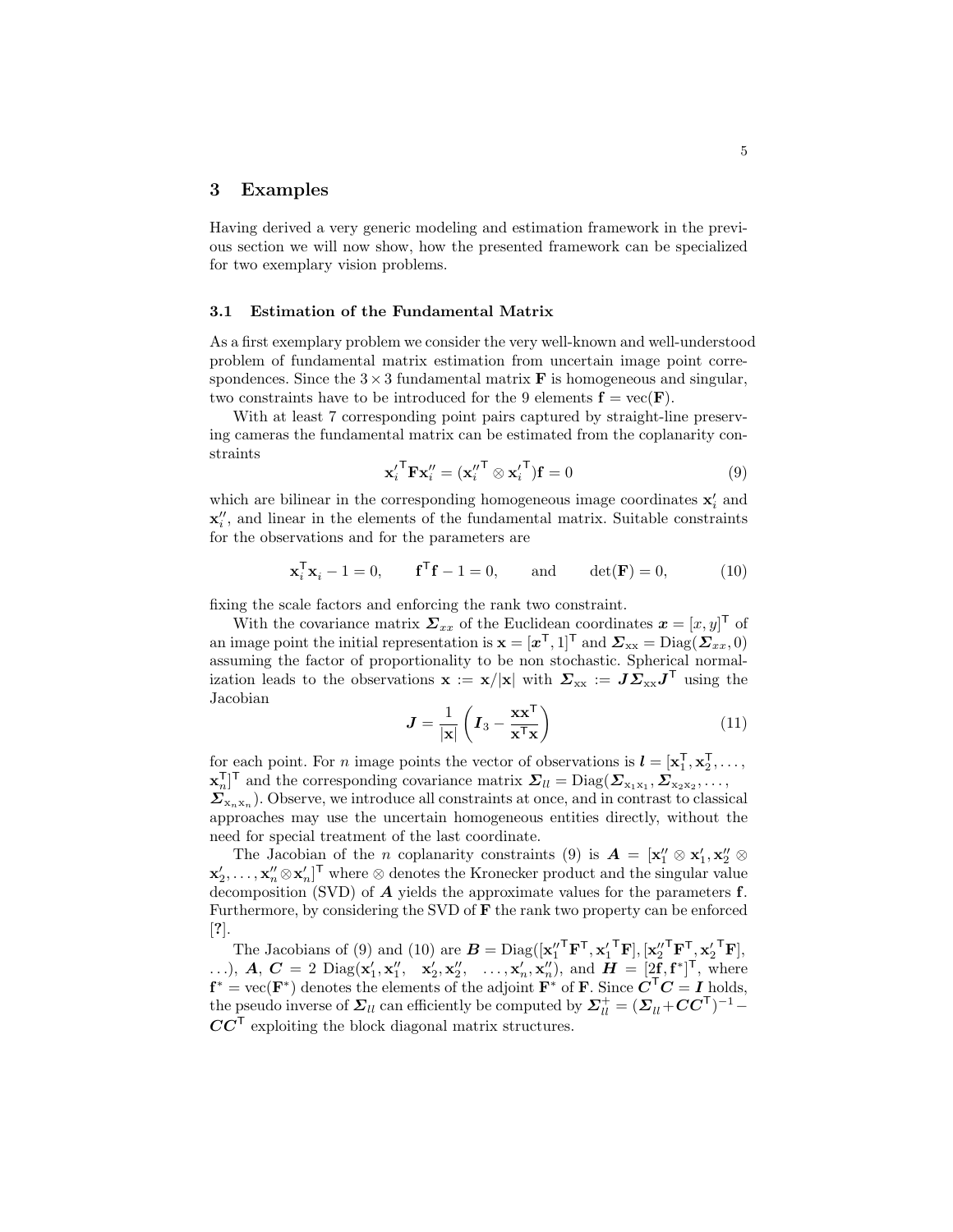## 3 Examples

Having derived a very generic modeling and estimation framework in the previous section we will now show, how the presented framework can be specialized for two exemplary vision problems.

### 3.1 Estimation of the Fundamental Matrix

As a first exemplary problem we consider the very well-known and well-understood problem of fundamental matrix estimation from uncertain image point correspondences. Since the $3\times 3$ fundamental matrix $\mathbf{F}$ is homogeneous and singular, two constraints have to be introduced for the 9 elements $\mathbf{f} = \mathrm{vec}(\mathbf{F})$.

With at least 7 corresponding point pairs captured by straight-line preserving cameras the fundamental matrix can be estimated from the coplanarity constraints

$$\mathbf{x}_i'^{\mathsf{T}} \mathbf{F} \mathbf{x}_i'' = (\mathbf{x}_i''^{\mathsf{T}} \otimes \mathbf{x}_i'^{\mathsf{T}})\mathbf{f} = 0 \tag{9}$$

which are bilinear in the corresponding homogeneous image coordinates $\mathbf{x}_i'$ and $\mathbf{x}_i''$, and linear in the elements of the fundamental matrix. Suitable constraints for the observations and for the parameters are

$$\mathbf{x}_i^{\mathsf{T}}\mathbf{x}_i - 1 = 0, \qquad \mathbf{f}^{\mathsf{T}}\mathbf{f} - 1 = 0, \qquad \text{and} \qquad \det(\mathbf{F}) = 0, \tag{10}$$

fixing the scale factors and enforcing the rank two constraint.

With the covariance matrix $\boldsymbol{\Sigma}_{xx}$ of the Euclidean coordinates $\boldsymbol{x} = [x, y]^{\mathsf{T}}$ of an image point the initial representation is $\mathbf{x} = [\boldsymbol{x}^{\mathsf{T}}, 1]^{\mathsf{T}}$ and $\boldsymbol{\Sigma}_{\mathrm{xx}} = \mathrm{Diag}(\boldsymbol{\Sigma}_{xx}, 0)$ assuming the factor of proportionality to be non stochastic. Spherical normalization leads to the observations $\mathbf{x} := \mathbf{x}/|\mathbf{x}|$ with $\boldsymbol{\Sigma}_{\mathrm{xx}} := \boldsymbol{J}\boldsymbol{\Sigma}_{\mathrm{xx}}\boldsymbol{J}^{\mathsf{T}}$ using the Jacobian

$$\boldsymbol{J} = \frac{1}{|\mathbf{x}|}\left(\boldsymbol{I}_3 - \frac{\mathbf{x}\mathbf{x}^{\mathsf{T}}}{\mathbf{x}^{\mathsf{T}}\mathbf{x}}\right) \tag{11}$$

for each point. For $n$ image points the vector of observations is $\boldsymbol{l} = [\mathbf{x}_1^{\mathsf{T}}, \mathbf{x}_2^{\mathsf{T}}, \ldots, \mathbf{x}_n^{\mathsf{T}}]^{\mathsf{T}}$ and the corresponding covariance matrix $\boldsymbol{\Sigma}_{ll} = \mathrm{Diag}(\boldsymbol{\Sigma}_{\mathrm{x}_1\mathrm{x}_1}, \boldsymbol{\Sigma}_{\mathrm{x}_2\mathrm{x}_2}, \ldots, \boldsymbol{\Sigma}_{\mathrm{x}_n\mathrm{x}_n})$. Observe, we introduce all constraints at once, and in contrast to classical approaches may use the uncertain homogeneous entities directly, without the need for special treatment of the last coordinate.

The Jacobian of the $n$ coplanarity constraints (9) is $\boldsymbol{A} = [\mathbf{x}_1'' \otimes \mathbf{x}_1', \mathbf{x}_2'' \otimes \mathbf{x}_2', \ldots, \mathbf{x}_n'' \otimes \mathbf{x}_n']^{\mathsf{T}}$ where $\otimes$ denotes the Kronecker product and the singular value decomposition (SVD) of $\boldsymbol{A}$ yields the approximate values for the parameters $\mathbf{f}$. Furthermore, by considering the SVD of $\mathbf{F}$ the rank two property can be enforced [?].

The Jacobians of (9) and (10) are $\boldsymbol{B} = \mathrm{Diag}([\mathbf{x}_1''^{\mathsf{T}}\mathbf{F}^{\mathsf{T}}, \mathbf{x}_1'^{\mathsf{T}}\mathbf{F}], [\mathbf{x}_2''^{\mathsf{T}}\mathbf{F}^{\mathsf{T}}, \mathbf{x}_2'^{\mathsf{T}}\mathbf{F}], \ldots)$, $\boldsymbol{A}$, $\boldsymbol{C} = 2\ \mathrm{Diag}(\mathbf{x}_1', \mathbf{x}_1'',\ \ \mathbf{x}_2', \mathbf{x}_2'',\ \ \ldots, \mathbf{x}_n', \mathbf{x}_n'')$, and $\boldsymbol{H} = [2\mathbf{f}, \mathbf{f}^*]^{\mathsf{T}}$, where $\mathbf{f}^* = \mathrm{vec}(\mathbf{F}^*)$ denotes the elements of the adjoint $\mathbf{F}^*$ of $\mathbf{F}$. Since $\boldsymbol{C}^{\mathsf{T}}\boldsymbol{C} = \boldsymbol{I}$ holds, the pseudo inverse of $\boldsymbol{\Sigma}_{ll}$ can efficiently be computed by $\boldsymbol{\Sigma}_{ll}^{+} = (\boldsymbol{\Sigma}_{ll} + \boldsymbol{C}\boldsymbol{C}^{\mathsf{T}})^{-1} - \boldsymbol{C}\boldsymbol{C}^{\mathsf{T}}$ exploiting the block diagonal matrix structures.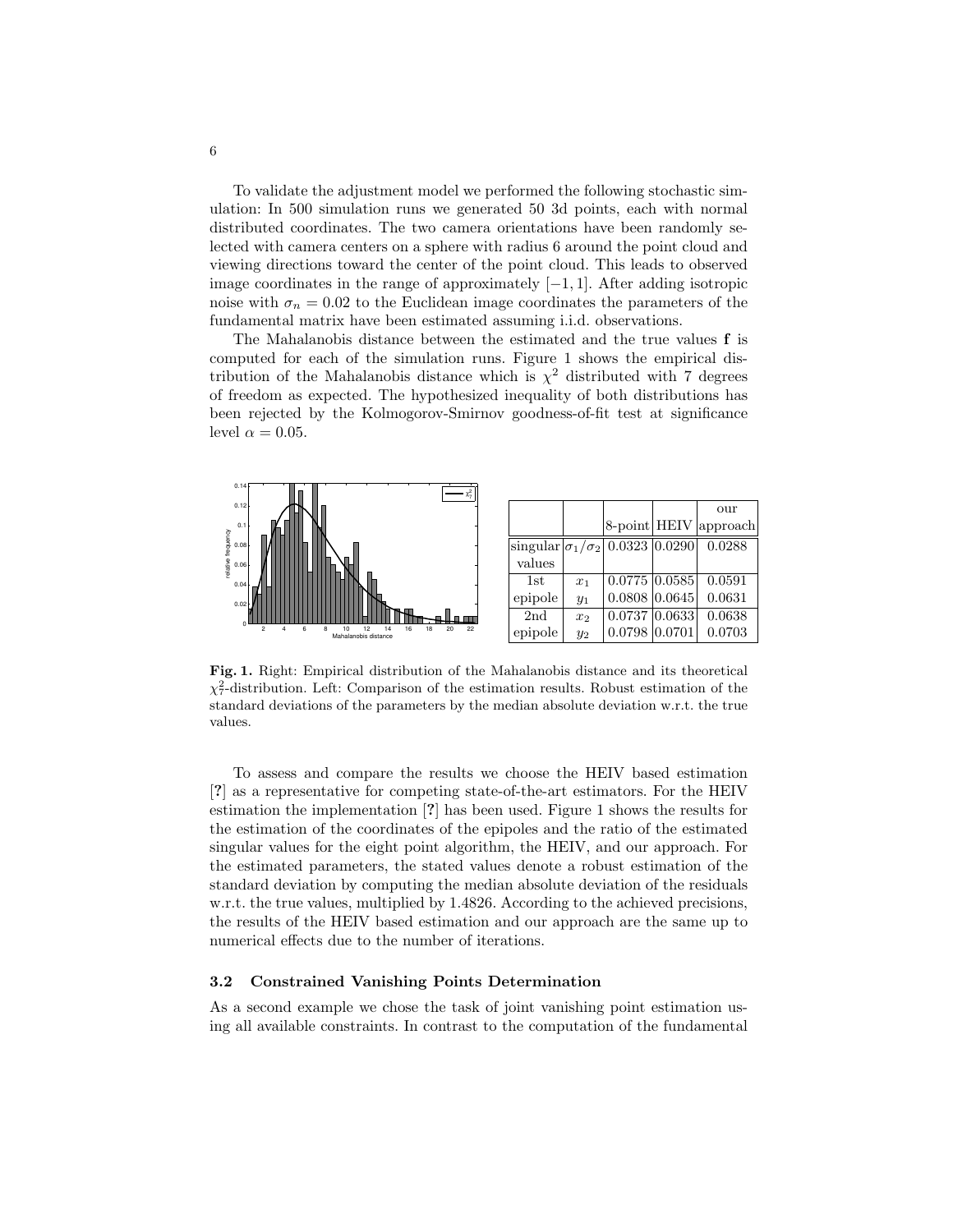To validate the adjustment model we performed the following stochastic simulation: In 500 simulation runs we generated 50 3d points, each with normal distributed coordinates. The two camera orientations have been randomly selected with camera centers on a sphere with radius 6 around the point cloud and viewing directions toward the center of the point cloud. This leads to observed image coordinates in the range of approximately $[-1, 1]$. After adding isotropic noise with $\sigma_n = 0.02$ to the Euclidean image coordinates the parameters of the fundamental matrix have been estimated assuming i.i.d. observations.

The Mahalanobis distance between the estimated and the true values $\mathbf{f}$ is computed for each of the simulation runs. Figure 1 shows the empirical distribution of the Mahalanobis distance which is $\chi^2$ distributed with 7 degrees of freedom as expected. The hypothesized inequality of both distributions has been rejected by the Kolmogorov-Smirnov goodness-of-fit test at significance level $\alpha = 0.05$.

| | | 8-point | HEIV | our approach |
|---|---|---|---|---|
| singular values | $\sigma_1/\sigma_2$ | 0.0323 | 0.0290 | 0.0288 |
| 1st epipole | $x_1$ | 0.0775 | 0.0585 | 0.0591 |
| | $y_1$ | 0.0808 | 0.0645 | 0.0631 |
| 2nd epipole | $x_2$ | 0.0737 | 0.0633 | 0.0638 |
| | $y_2$ | 0.0798 | 0.0701 | 0.0703 |

**Fig. 1.** Right: Empirical distribution of the Mahalanobis distance and its theoretical $\chi^2_7$-distribution. Left: Comparison of the estimation results. Robust estimation of the standard deviations of the parameters by the median absolute deviation w.r.t. the true values.

To assess and compare the results we choose the HEIV based estimation [**?**] as a representative for competing state-of-the-art estimators. For the HEIV estimation the implementation [**?**] has been used. Figure 1 shows the results for the estimation of the coordinates of the epipoles and the ratio of the estimated singular values for the eight point algorithm, the HEIV, and our approach. For the estimated parameters, the stated values denote a robust estimation of the standard deviation by computing the median absolute deviation of the residuals w.r.t. the true values, multiplied by 1.4826. According to the achieved precisions, the results of the HEIV based estimation and our approach are the same up to numerical effects due to the number of iterations.

### 3.2 Constrained Vanishing Points Determination

As a second example we chose the task of joint vanishing point estimation using all available constraints. In contrast to the computation of the fundamental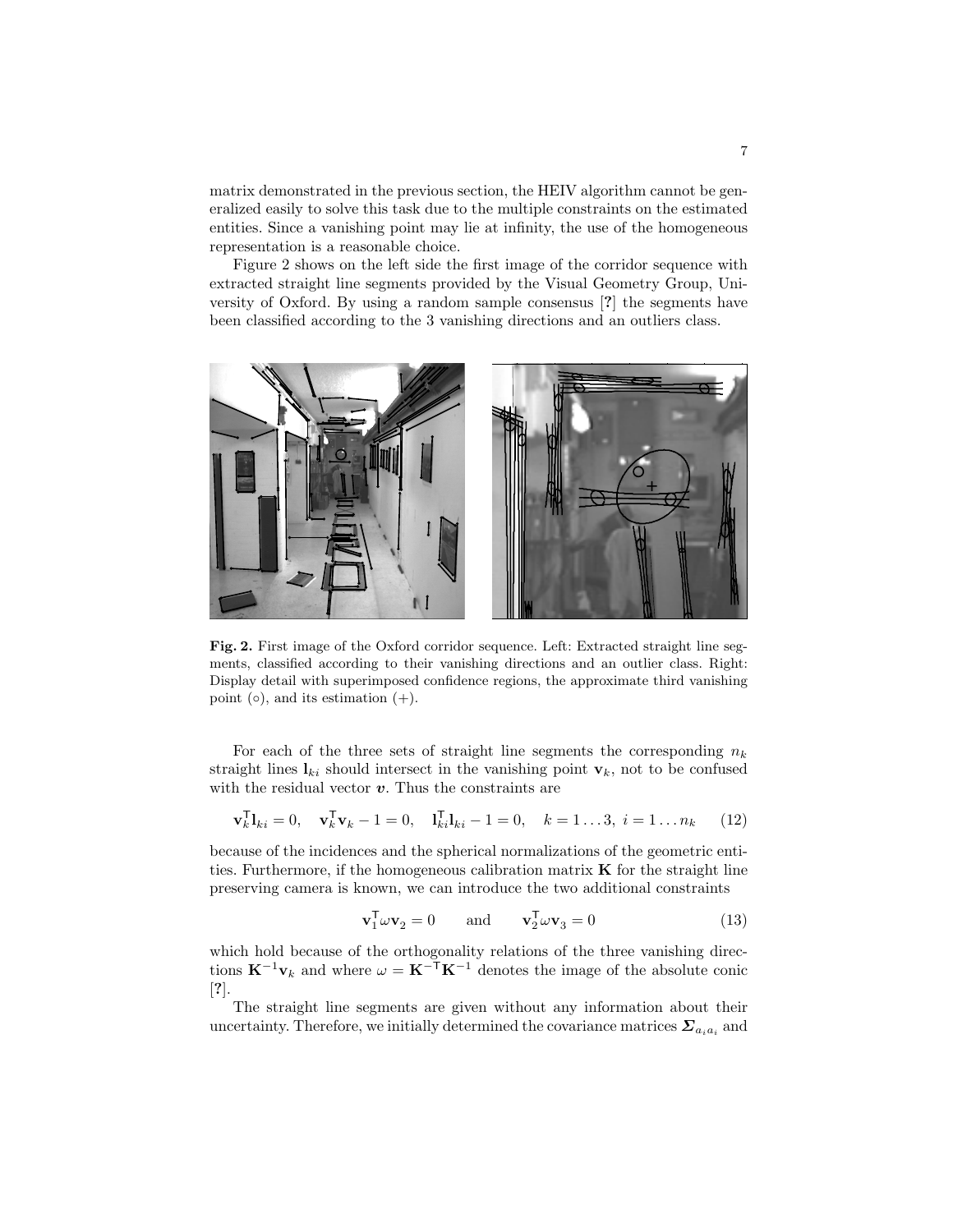matrix demonstrated in the previous section, the HEIV algorithm cannot be generalized easily to solve this task due to the multiple constraints on the estimated entities. Since a vanishing point may lie at infinity, the use of the homogeneous representation is a reasonable choice.

Figure 2 shows on the left side the first image of the corridor sequence with extracted straight line segments provided by the Visual Geometry Group, University of Oxford. By using a random sample consensus [?] the segments have been classified according to the 3 vanishing directions and an outliers class.

**Fig. 2.** First image of the Oxford corridor sequence. Left: Extracted straight line segments, classified according to their vanishing directions and an outlier class. Right: Display detail with superimposed confidence regions, the approximate third vanishing point (○), and its estimation (+).

For each of the three sets of straight line segments the corresponding $n_k$ straight lines $\mathbf{l}_{ki}$ should intersect in the vanishing point $\mathbf{v}_k$, not to be confused with the residual vector $\boldsymbol{v}$. Thus the constraints are

$$\mathbf{v}_k^\mathsf{T}\mathbf{l}_{ki} = 0, \quad \mathbf{v}_k^\mathsf{T}\mathbf{v}_k - 1 = 0, \quad \mathbf{l}_{ki}^\mathsf{T}\mathbf{l}_{ki} - 1 = 0, \quad k = 1\dots3,\ i = 1\dots n_k \tag{12}$$

because of the incidences and the spherical normalizations of the geometric entities. Furthermore, if the homogeneous calibration matrix $\mathbf{K}$ for the straight line preserving camera is known, we can introduce the two additional constraints

$$\mathbf{v}_1^\mathsf{T}\omega\mathbf{v}_2 = 0 \qquad \text{and} \qquad \mathbf{v}_2^\mathsf{T}\omega\mathbf{v}_3 = 0 \tag{13}$$

which hold because of the orthogonality relations of the three vanishing directions $\mathbf{K}^{-1}\mathbf{v}_k$ and where $\omega = \mathbf{K}^{-\mathsf{T}}\mathbf{K}^{-1}$ denotes the image of the absolute conic [?].

The straight line segments are given without any information about their uncertainty. Therefore, we initially determined the covariance matrices $\boldsymbol{\Sigma}_{a_i a_i}$ and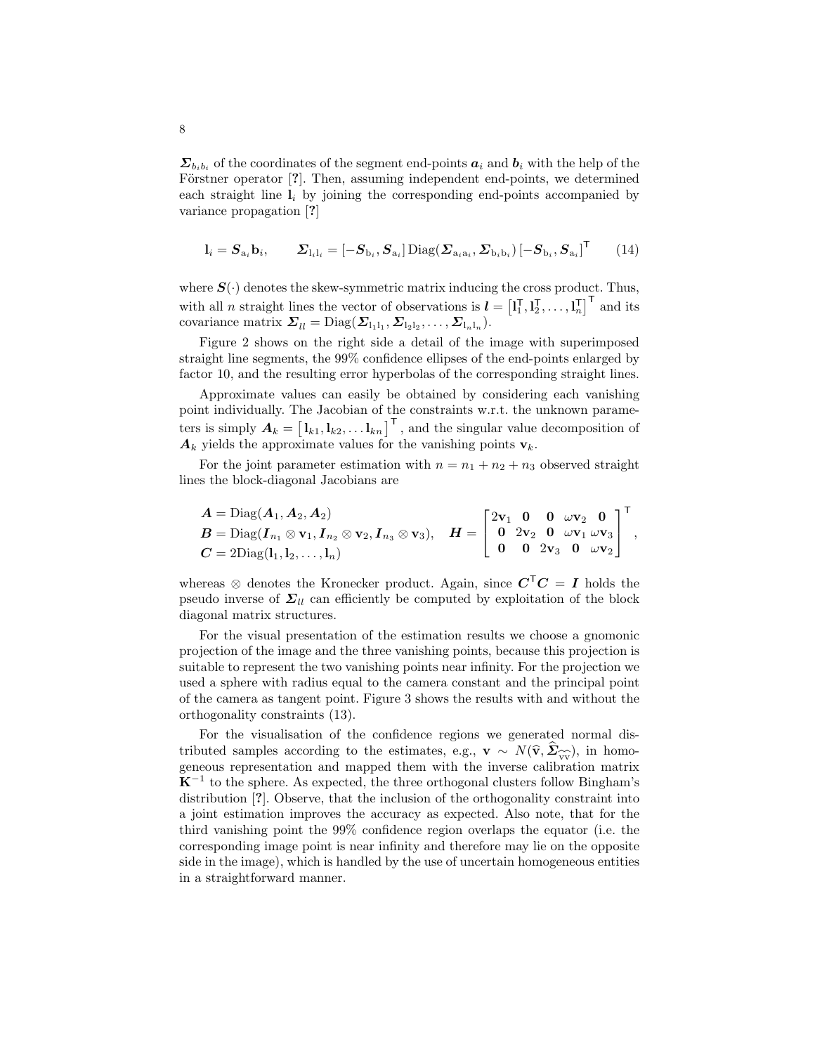$\boldsymbol{\Sigma}_{b_i b_i}$ of the coordinates of the segment end-points $\boldsymbol{a}_i$ and $\boldsymbol{b}_i$ with the help of the Förstner operator [?]. Then, assuming independent end-points, we determined each straight line $\mathbf{l}_i$ by joining the corresponding end-points accompanied by variance propagation [?]

$$\mathbf{l}_i = \boldsymbol{S}_{\mathrm{a}_i}\mathbf{b}_i, \qquad \boldsymbol{\Sigma}_{\mathrm{l}_i\mathrm{l}_i} = [-\boldsymbol{S}_{\mathrm{b}_i}, \boldsymbol{S}_{\mathrm{a}_i}]\,\mathrm{Diag}(\boldsymbol{\Sigma}_{\mathrm{a}_i\mathrm{a}_i}, \boldsymbol{\Sigma}_{\mathrm{b}_i\mathrm{b}_i})\,[-\boldsymbol{S}_{\mathrm{b}_i}, \boldsymbol{S}_{\mathrm{a}_i}]^{\mathsf{T}} \tag{14}$$

where $\boldsymbol{S}(\cdot)$ denotes the skew-symmetric matrix inducing the cross product. Thus, with all $n$ straight lines the vector of observations is $\boldsymbol{l} = \left[\mathbf{l}_1^{\mathsf{T}}, \mathbf{l}_2^{\mathsf{T}}, \ldots, \mathbf{l}_n^{\mathsf{T}}\right]^{\mathsf{T}}$ and its covariance matrix $\boldsymbol{\Sigma}_{ll} = \mathrm{Diag}(\boldsymbol{\Sigma}_{\mathrm{l}_1\mathrm{l}_1}, \boldsymbol{\Sigma}_{\mathrm{l}_2\mathrm{l}_2}, \ldots, \boldsymbol{\Sigma}_{\mathrm{l}_n\mathrm{l}_n})$.

Figure 2 shows on the right side a detail of the image with superimposed straight line segments, the 99% confidence ellipses of the end-points enlarged by factor 10, and the resulting error hyperbolas of the corresponding straight lines.

Approximate values can easily be obtained by considering each vanishing point individually. The Jacobian of the constraints w.r.t. the unknown parameters is simply $\boldsymbol{A}_k = \left[\mathbf{l}_{k1}, \mathbf{l}_{k2}, \ldots \mathbf{l}_{kn}\right]^{\mathsf{T}}$, and the singular value decomposition of $\boldsymbol{A}_k$ yields the approximate values for the vanishing points $\mathbf{v}_k$.

For the joint parameter estimation with $n = n_1 + n_2 + n_3$ observed straight lines the block-diagonal Jacobians are

$$\begin{aligned} &\boldsymbol{A} = \mathrm{Diag}(\boldsymbol{A}_1, \boldsymbol{A}_2, \boldsymbol{A}_2) \\ &\boldsymbol{B} = \mathrm{Diag}(\boldsymbol{I}_{n_1} \otimes \mathbf{v}_1, \boldsymbol{I}_{n_2} \otimes \mathbf{v}_2, \boldsymbol{I}_{n_3} \otimes \mathbf{v}_3), \\ &\boldsymbol{C} = 2\mathrm{Diag}(\mathbf{l}_1, \mathbf{l}_2, \ldots, \mathbf{l}_n) \end{aligned} \qquad \boldsymbol{H} = \begin{bmatrix} 2\mathbf{v}_1 & \mathbf{0} & \mathbf{0} & \omega\mathbf{v}_2 & \mathbf{0} \\ \mathbf{0} & 2\mathbf{v}_2 & \mathbf{0} & \omega\mathbf{v}_1 & \omega\mathbf{v}_3 \\ \mathbf{0} & \mathbf{0} & 2\mathbf{v}_3 & \mathbf{0} & \omega\mathbf{v}_2 \end{bmatrix}^{\mathsf{T}},$$

whereas $\otimes$ denotes the Kronecker product. Again, since $\boldsymbol{C}^{\mathsf{T}}\boldsymbol{C} = \boldsymbol{I}$ holds the pseudo inverse of $\boldsymbol{\Sigma}_{ll}$ can efficiently be computed by exploitation of the block diagonal matrix structures.

For the visual presentation of the estimation results we choose a gnomonic projection of the image and the three vanishing points, because this projection is suitable to represent the two vanishing points near infinity. For the projection we used a sphere with radius equal to the camera constant and the principal point of the camera as tangent point. Figure 3 shows the results with and without the orthogonality constraints (13).

For the visualisation of the confidence regions we generated normal distributed samples according to the estimates, e.g., $\mathbf{v} \sim N(\widehat{\mathbf{v}}, \widehat{\boldsymbol{\Sigma}}_{\widehat{\mathrm{v}}\widehat{\mathrm{v}}})$, in homogeneous representation and mapped them with the inverse calibration matrix $\mathbf{K}^{-1}$ to the sphere. As expected, the three orthogonal clusters follow Bingham's distribution [?]. Observe, that the inclusion of the orthogonality constraint into a joint estimation improves the accuracy as expected. Also note, that for the third vanishing point the 99% confidence region overlaps the equator (i.e. the corresponding image point is near infinity and therefore may lie on the opposite side in the image), which is handled by the use of uncertain homogeneous entities in a straightforward manner.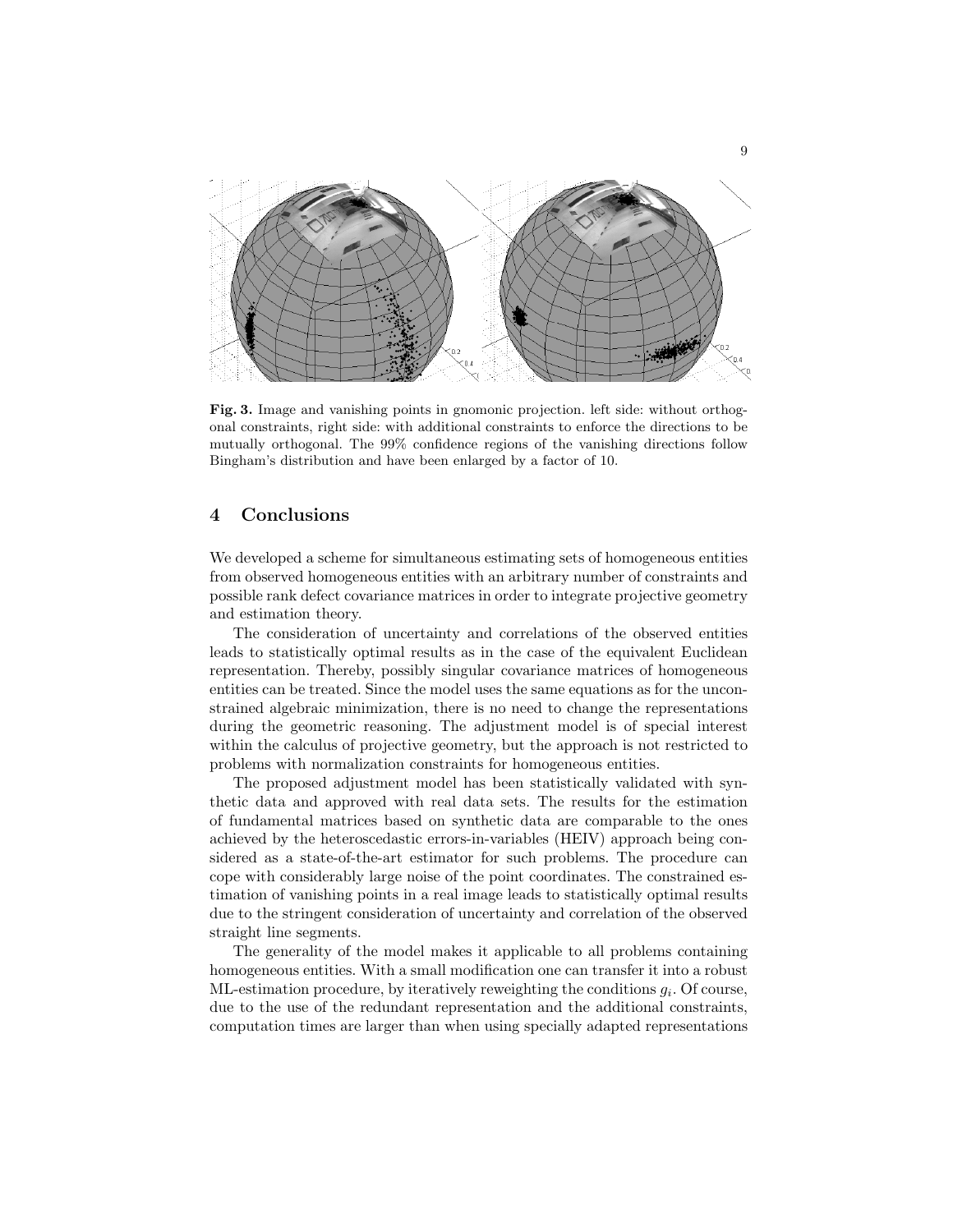**Fig. 3.** Image and vanishing points in gnomonic projection. left side: without orthogonal constraints, right side: with additional constraints to enforce the directions to be mutually orthogonal. The 99% confidence regions of the vanishing directions follow Bingham's distribution and have been enlarged by a factor of 10.

## 4 Conclusions

We developed a scheme for simultaneous estimating sets of homogeneous entities from observed homogeneous entities with an arbitrary number of constraints and possible rank defect covariance matrices in order to integrate projective geometry and estimation theory.

The consideration of uncertainty and correlations of the observed entities leads to statistically optimal results as in the case of the equivalent Euclidean representation. Thereby, possibly singular covariance matrices of homogeneous entities can be treated. Since the model uses the same equations as for the unconstrained algebraic minimization, there is no need to change the representations during the geometric reasoning. The adjustment model is of special interest within the calculus of projective geometry, but the approach is not restricted to problems with normalization constraints for homogeneous entities.

The proposed adjustment model has been statistically validated with synthetic data and approved with real data sets. The results for the estimation of fundamental matrices based on synthetic data are comparable to the ones achieved by the heteroscedastic errors-in-variables (HEIV) approach being considered as a state-of-the-art estimator for such problems. The procedure can cope with considerably large noise of the point coordinates. The constrained estimation of vanishing points in a real image leads to statistically optimal results due to the stringent consideration of uncertainty and correlation of the observed straight line segments.

The generality of the model makes it applicable to all problems containing homogeneous entities. With a small modification one can transfer it into a robust ML-estimation procedure, by iteratively reweighting the conditions $g_i$. Of course, due to the use of the redundant representation and the additional constraints, computation times are larger than when using specially adapted representations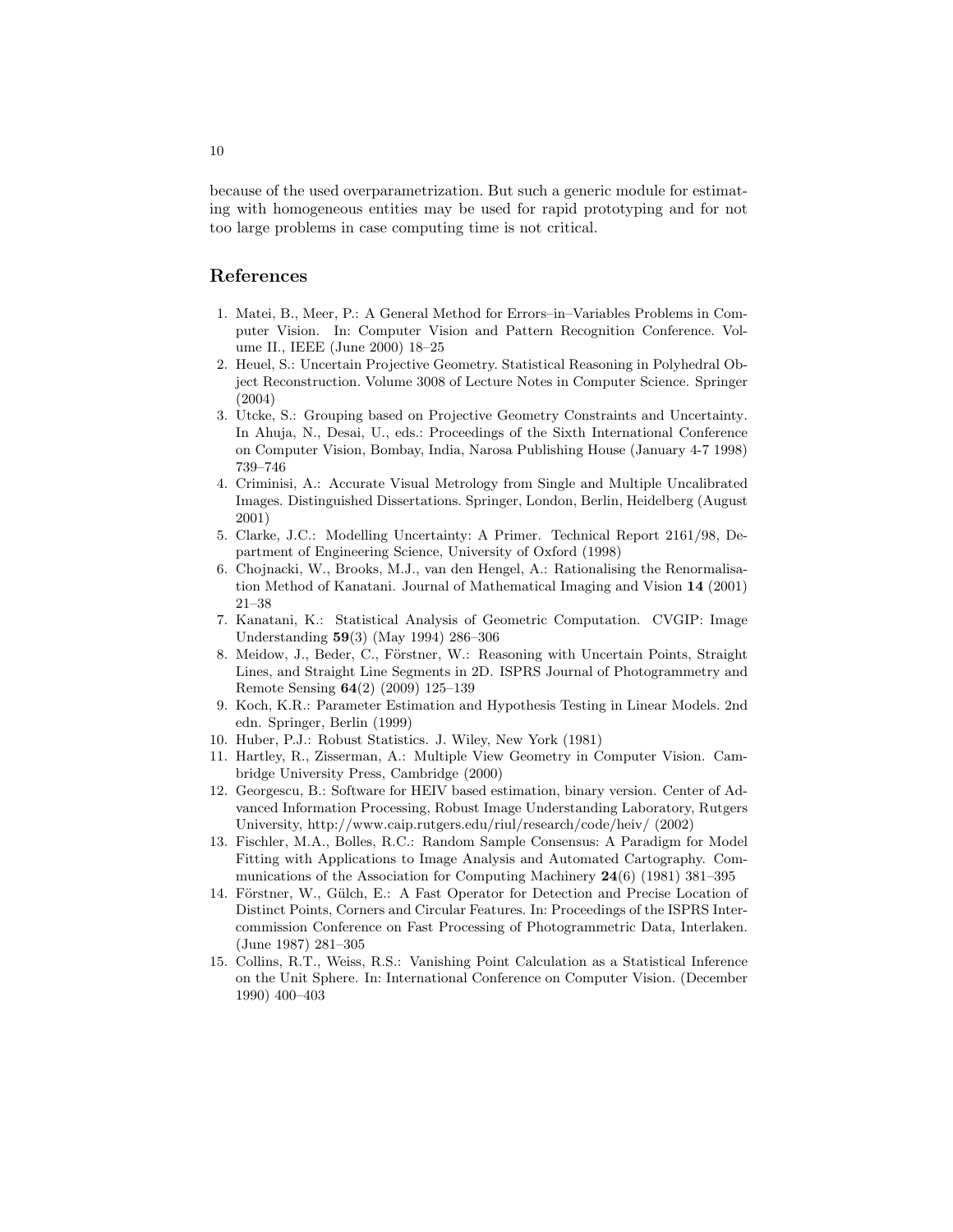because of the used overparametrization. But such a generic module for estimating with homogeneous entities may be used for rapid prototyping and for not too large problems in case computing time is not critical.

## References

1. Matei, B., Meer, P.: A General Method for Errors–in–Variables Problems in Computer Vision. In: Computer Vision and Pattern Recognition Conference. Volume II., IEEE (June 2000) 18–25
2. Heuel, S.: Uncertain Projective Geometry. Statistical Reasoning in Polyhedral Object Reconstruction. Volume 3008 of Lecture Notes in Computer Science. Springer (2004)
3. Utcke, S.: Grouping based on Projective Geometry Constraints and Uncertainty. In Ahuja, N., Desai, U., eds.: Proceedings of the Sixth International Conference on Computer Vision, Bombay, India, Narosa Publishing House (January 4-7 1998) 739–746
4. Criminisi, A.: Accurate Visual Metrology from Single and Multiple Uncalibrated Images. Distinguished Dissertations. Springer, London, Berlin, Heidelberg (August 2001)
5. Clarke, J.C.: Modelling Uncertainty: A Primer. Technical Report 2161/98, Department of Engineering Science, University of Oxford (1998)
6. Chojnacki, W., Brooks, M.J., van den Hengel, A.: Rationalising the Renormalisation Method of Kanatani. Journal of Mathematical Imaging and Vision **14** (2001) 21–38
7. Kanatani, K.: Statistical Analysis of Geometric Computation. CVGIP: Image Understanding **59**(3) (May 1994) 286–306
8. Meidow, J., Beder, C., Förstner, W.: Reasoning with Uncertain Points, Straight Lines, and Straight Line Segments in 2D. ISPRS Journal of Photogrammetry and Remote Sensing **64**(2) (2009) 125–139
9. Koch, K.R.: Parameter Estimation and Hypothesis Testing in Linear Models. 2nd edn. Springer, Berlin (1999)
10. Huber, P.J.: Robust Statistics. J. Wiley, New York (1981)
11. Hartley, R., Zisserman, A.: Multiple View Geometry in Computer Vision. Cambridge University Press, Cambridge (2000)
12. Georgescu, B.: Software for HEIV based estimation, binary version. Center of Advanced Information Processing, Robust Image Understanding Laboratory, Rutgers University, http://www.caip.rutgers.edu/riul/research/code/heiv/ (2002)
13. Fischler, M.A., Bolles, R.C.: Random Sample Consensus: A Paradigm for Model Fitting with Applications to Image Analysis and Automated Cartography. Communications of the Association for Computing Machinery **24**(6) (1981) 381–395
14. Förstner, W., Gülch, E.: A Fast Operator for Detection and Precise Location of Distinct Points, Corners and Circular Features. In: Proceedings of the ISPRS Intercommission Conference on Fast Processing of Photogrammetric Data, Interlaken. (June 1987) 281–305
15. Collins, R.T., Weiss, R.S.: Vanishing Point Calculation as a Statistical Inference on the Unit Sphere. In: International Conference on Computer Vision. (December 1990) 400–403